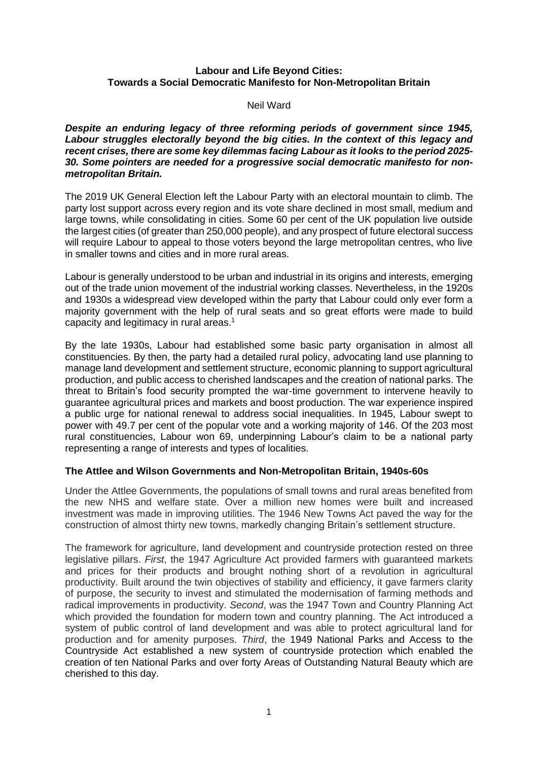# Labour and Life Beyond Cities: Towards a Social Democratic Manifesto for Non-Metropolitan Britain

Neil Ward

***Despite an enduring legacy of three reforming periods of government since 1945, Labour struggles electorally beyond the big cities. In the context of this legacy and recent crises, there are some key dilemmas facing Labour as it looks to the period 2025-30. Some pointers are needed for a progressive social democratic manifesto for non-metropolitan Britain.***

The 2019 UK General Election left the Labour Party with an electoral mountain to climb. The party lost support across every region and its vote share declined in most small, medium and large towns, while consolidating in cities. Some 60 per cent of the UK population live outside the largest cities (of greater than 250,000 people), and any prospect of future electoral success will require Labour to appeal to those voters beyond the large metropolitan centres, who live in smaller towns and cities and in more rural areas.

Labour is generally understood to be urban and industrial in its origins and interests, emerging out of the trade union movement of the industrial working classes. Nevertheless, in the 1920s and 1930s a widespread view developed within the party that Labour could only ever form a majority government with the help of rural seats and so great efforts were made to build capacity and legitimacy in rural areas.[1]

By the late 1930s, Labour had established some basic party organisation in almost all constituencies. By then, the party had a detailed rural policy, advocating land use planning to manage land development and settlement structure, economic planning to support agricultural production, and public access to cherished landscapes and the creation of national parks. The threat to Britain's food security prompted the war-time government to intervene heavily to guarantee agricultural prices and markets and boost production. The war experience inspired a public urge for national renewal to address social inequalities. In 1945, Labour swept to power with 49.7 per cent of the popular vote and a working majority of 146. Of the 203 most rural constituencies, Labour won 69, underpinning Labour's claim to be a national party representing a range of interests and types of localities.

## The Attlee and Wilson Governments and Non-Metropolitan Britain, 1940s-60s

Under the Attlee Governments, the populations of small towns and rural areas benefited from the new NHS and welfare state. Over a million new homes were built and increased investment was made in improving utilities. The 1946 New Towns Act paved the way for the construction of almost thirty new towns, markedly changing Britain's settlement structure.

The framework for agriculture, land development and countryside protection rested on three legislative pillars. *First*, the 1947 Agriculture Act provided farmers with guaranteed markets and prices for their products and brought nothing short of a revolution in agricultural productivity. Built around the twin objectives of stability and efficiency, it gave farmers clarity of purpose, the security to invest and stimulated the modernisation of farming methods and radical improvements in productivity. *Second*, was the 1947 Town and Country Planning Act which provided the foundation for modern town and country planning. The Act introduced a system of public control of land development and was able to protect agricultural land for production and for amenity purposes. *Third*, the 1949 National Parks and Access to the Countryside Act established a new system of countryside protection which enabled the creation of ten National Parks and over forty Areas of Outstanding Natural Beauty which are cherished to this day.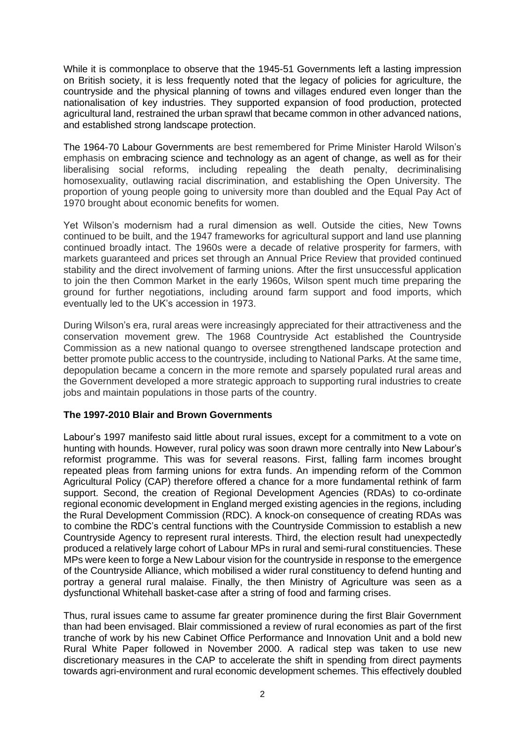While it is commonplace to observe that the 1945-51 Governments left a lasting impression on British society, it is less frequently noted that the legacy of policies for agriculture, the countryside and the physical planning of towns and villages endured even longer than the nationalisation of key industries. They supported expansion of food production, protected agricultural land, restrained the urban sprawl that became common in other advanced nations, and established strong landscape protection.

The 1964-70 Labour Governments are best remembered for Prime Minister Harold Wilson's emphasis on embracing science and technology as an agent of change, as well as for their liberalising social reforms, including repealing the death penalty, decriminalising homosexuality, outlawing racial discrimination, and establishing the Open University. The proportion of young people going to university more than doubled and the Equal Pay Act of 1970 brought about economic benefits for women.

Yet Wilson's modernism had a rural dimension as well. Outside the cities, New Towns continued to be built, and the 1947 frameworks for agricultural support and land use planning continued broadly intact. The 1960s were a decade of relative prosperity for farmers, with markets guaranteed and prices set through an Annual Price Review that provided continued stability and the direct involvement of farming unions. After the first unsuccessful application to join the then Common Market in the early 1960s, Wilson spent much time preparing the ground for further negotiations, including around farm support and food imports, which eventually led to the UK's accession in 1973.

During Wilson's era, rural areas were increasingly appreciated for their attractiveness and the conservation movement grew. The 1968 Countryside Act established the Countryside Commission as a new national quango to oversee strengthened landscape protection and better promote public access to the countryside, including to National Parks. At the same time, depopulation became a concern in the more remote and sparsely populated rural areas and the Government developed a more strategic approach to supporting rural industries to create jobs and maintain populations in those parts of the country.

**The 1997-2010 Blair and Brown Governments**

Labour's 1997 manifesto said little about rural issues, except for a commitment to a vote on hunting with hounds. However, rural policy was soon drawn more centrally into New Labour's reformist programme. This was for several reasons. First, falling farm incomes brought repeated pleas from farming unions for extra funds. An impending reform of the Common Agricultural Policy (CAP) therefore offered a chance for a more fundamental rethink of farm support. Second, the creation of Regional Development Agencies (RDAs) to co-ordinate regional economic development in England merged existing agencies in the regions, including the Rural Development Commission (RDC). A knock-on consequence of creating RDAs was to combine the RDC's central functions with the Countryside Commission to establish a new Countryside Agency to represent rural interests. Third, the election result had unexpectedly produced a relatively large cohort of Labour MPs in rural and semi-rural constituencies. These MPs were keen to forge a New Labour vision for the countryside in response to the emergence of the Countryside Alliance, which mobilised a wider rural constituency to defend hunting and portray a general rural malaise. Finally, the then Ministry of Agriculture was seen as a dysfunctional Whitehall basket-case after a string of food and farming crises.

Thus, rural issues came to assume far greater prominence during the first Blair Government than had been envisaged. Blair commissioned a review of rural economies as part of the first tranche of work by his new Cabinet Office Performance and Innovation Unit and a bold new Rural White Paper followed in November 2000. A radical step was taken to use new discretionary measures in the CAP to accelerate the shift in spending from direct payments towards agri-environment and rural economic development schemes. This effectively doubled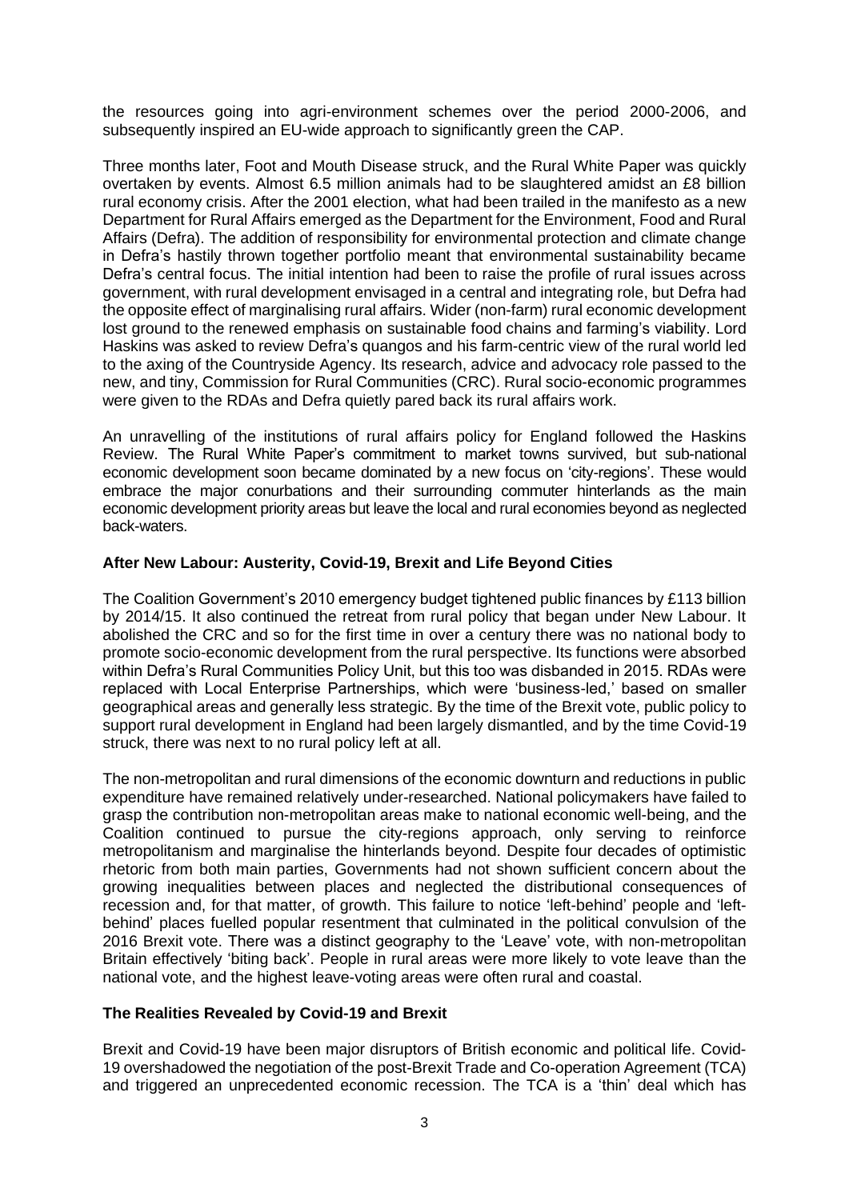the resources going into agri-environment schemes over the period 2000-2006, and subsequently inspired an EU-wide approach to significantly green the CAP.

Three months later, Foot and Mouth Disease struck, and the Rural White Paper was quickly overtaken by events. Almost 6.5 million animals had to be slaughtered amidst an £8 billion rural economy crisis. After the 2001 election, what had been trailed in the manifesto as a new Department for Rural Affairs emerged as the Department for the Environment, Food and Rural Affairs (Defra). The addition of responsibility for environmental protection and climate change in Defra's hastily thrown together portfolio meant that environmental sustainability became Defra's central focus. The initial intention had been to raise the profile of rural issues across government, with rural development envisaged in a central and integrating role, but Defra had the opposite effect of marginalising rural affairs. Wider (non-farm) rural economic development lost ground to the renewed emphasis on sustainable food chains and farming's viability. Lord Haskins was asked to review Defra's quangos and his farm-centric view of the rural world led to the axing of the Countryside Agency. Its research, advice and advocacy role passed to the new, and tiny, Commission for Rural Communities (CRC). Rural socio-economic programmes were given to the RDAs and Defra quietly pared back its rural affairs work.

An unravelling of the institutions of rural affairs policy for England followed the Haskins Review. The Rural White Paper's commitment to market towns survived, but sub-national economic development soon became dominated by a new focus on 'city-regions'. These would embrace the major conurbations and their surrounding commuter hinterlands as the main economic development priority areas but leave the local and rural economies beyond as neglected back-waters.

### After New Labour: Austerity, Covid-19, Brexit and Life Beyond Cities

The Coalition Government's 2010 emergency budget tightened public finances by £113 billion by 2014/15. It also continued the retreat from rural policy that began under New Labour. It abolished the CRC and so for the first time in over a century there was no national body to promote socio-economic development from the rural perspective. Its functions were absorbed within Defra's Rural Communities Policy Unit, but this too was disbanded in 2015. RDAs were replaced with Local Enterprise Partnerships, which were 'business-led,' based on smaller geographical areas and generally less strategic. By the time of the Brexit vote, public policy to support rural development in England had been largely dismantled, and by the time Covid-19 struck, there was next to no rural policy left at all.

The non-metropolitan and rural dimensions of the economic downturn and reductions in public expenditure have remained relatively under-researched. National policymakers have failed to grasp the contribution non-metropolitan areas make to national economic well-being, and the Coalition continued to pursue the city-regions approach, only serving to reinforce metropolitanism and marginalise the hinterlands beyond. Despite four decades of optimistic rhetoric from both main parties, Governments had not shown sufficient concern about the growing inequalities between places and neglected the distributional consequences of recession and, for that matter, of growth. This failure to notice 'left-behind' people and 'left-behind' places fuelled popular resentment that culminated in the political convulsion of the 2016 Brexit vote. There was a distinct geography to the 'Leave' vote, with non-metropolitan Britain effectively 'biting back'. People in rural areas were more likely to vote leave than the national vote, and the highest leave-voting areas were often rural and coastal.

### The Realities Revealed by Covid-19 and Brexit

Brexit and Covid-19 have been major disruptors of British economic and political life. Covid-19 overshadowed the negotiation of the post-Brexit Trade and Co-operation Agreement (TCA) and triggered an unprecedented economic recession. The TCA is a 'thin' deal which has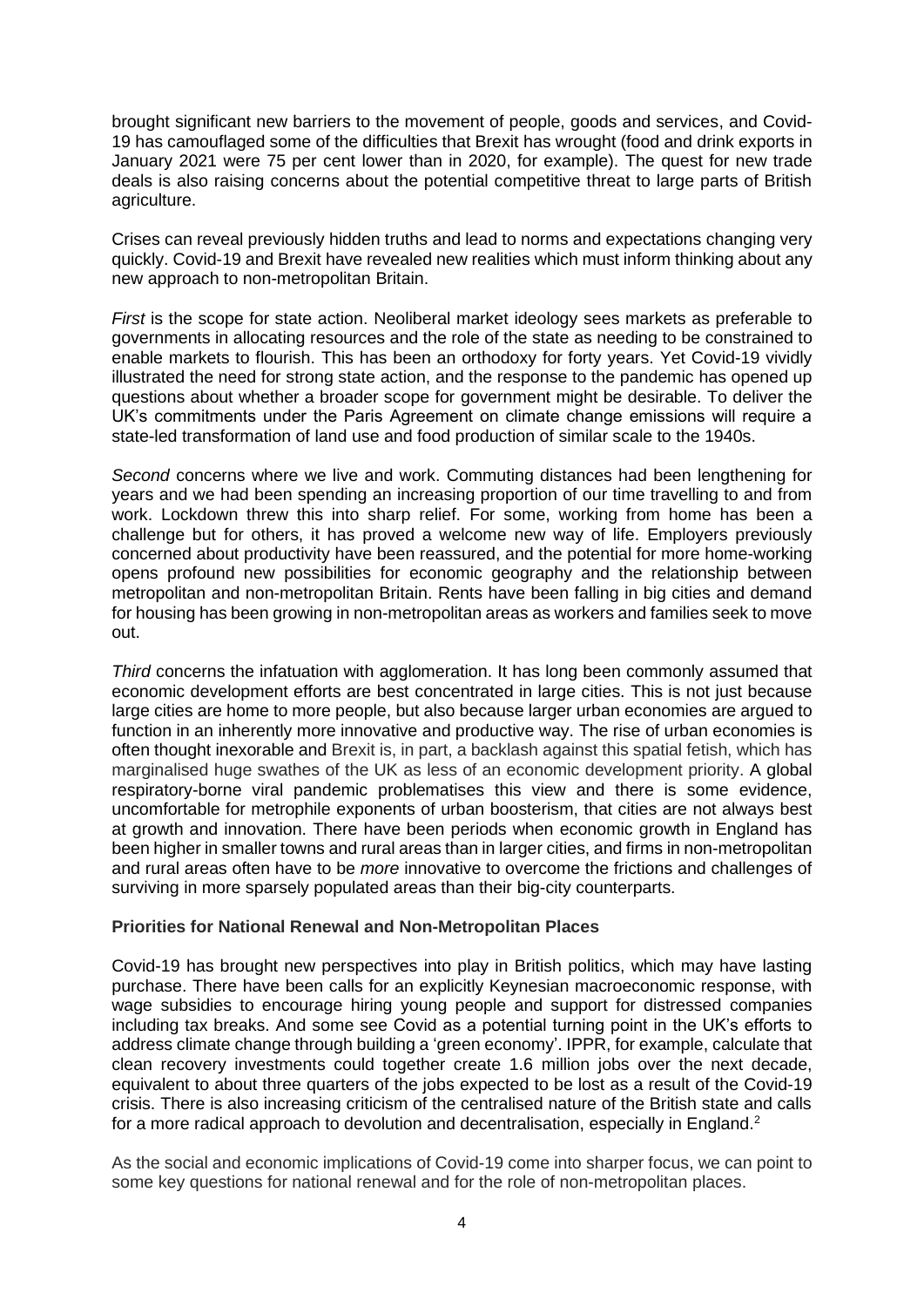brought significant new barriers to the movement of people, goods and services, and Covid-19 has camouflaged some of the difficulties that Brexit has wrought (food and drink exports in January 2021 were 75 per cent lower than in 2020, for example). The quest for new trade deals is also raising concerns about the potential competitive threat to large parts of British agriculture.

Crises can reveal previously hidden truths and lead to norms and expectations changing very quickly. Covid-19 and Brexit have revealed new realities which must inform thinking about any new approach to non-metropolitan Britain.

*First* is the scope for state action. Neoliberal market ideology sees markets as preferable to governments in allocating resources and the role of the state as needing to be constrained to enable markets to flourish. This has been an orthodoxy for forty years. Yet Covid-19 vividly illustrated the need for strong state action, and the response to the pandemic has opened up questions about whether a broader scope for government might be desirable. To deliver the UK's commitments under the Paris Agreement on climate change emissions will require a state-led transformation of land use and food production of similar scale to the 1940s.

*Second* concerns where we live and work. Commuting distances had been lengthening for years and we had been spending an increasing proportion of our time travelling to and from work. Lockdown threw this into sharp relief. For some, working from home has been a challenge but for others, it has proved a welcome new way of life. Employers previously concerned about productivity have been reassured, and the potential for more home-working opens profound new possibilities for economic geography and the relationship between metropolitan and non-metropolitan Britain. Rents have been falling in big cities and demand for housing has been growing in non-metropolitan areas as workers and families seek to move out.

*Third* concerns the infatuation with agglomeration. It has long been commonly assumed that economic development efforts are best concentrated in large cities. This is not just because large cities are home to more people, but also because larger urban economies are argued to function in an inherently more innovative and productive way. The rise of urban economies is often thought inexorable and Brexit is, in part, a backlash against this spatial fetish, which has marginalised huge swathes of the UK as less of an economic development priority. A global respiratory-borne viral pandemic problematises this view and there is some evidence, uncomfortable for metrophile exponents of urban boosterism, that cities are not always best at growth and innovation. There have been periods when economic growth in England has been higher in smaller towns and rural areas than in larger cities, and firms in non-metropolitan and rural areas often have to be *more* innovative to overcome the frictions and challenges of surviving in more sparsely populated areas than their big-city counterparts.

**Priorities for National Renewal and Non-Metropolitan Places**

Covid-19 has brought new perspectives into play in British politics, which may have lasting purchase. There have been calls for an explicitly Keynesian macroeconomic response, with wage subsidies to encourage hiring young people and support for distressed companies including tax breaks. And some see Covid as a potential turning point in the UK's efforts to address climate change through building a 'green economy'. IPPR, for example, calculate that clean recovery investments could together create 1.6 million jobs over the next decade, equivalent to about three quarters of the jobs expected to be lost as a result of the Covid-19 crisis. There is also increasing criticism of the centralised nature of the British state and calls for a more radical approach to devolution and decentralisation, especially in England.[2]

As the social and economic implications of Covid-19 come into sharper focus, we can point to some key questions for national renewal and for the role of non-metropolitan places.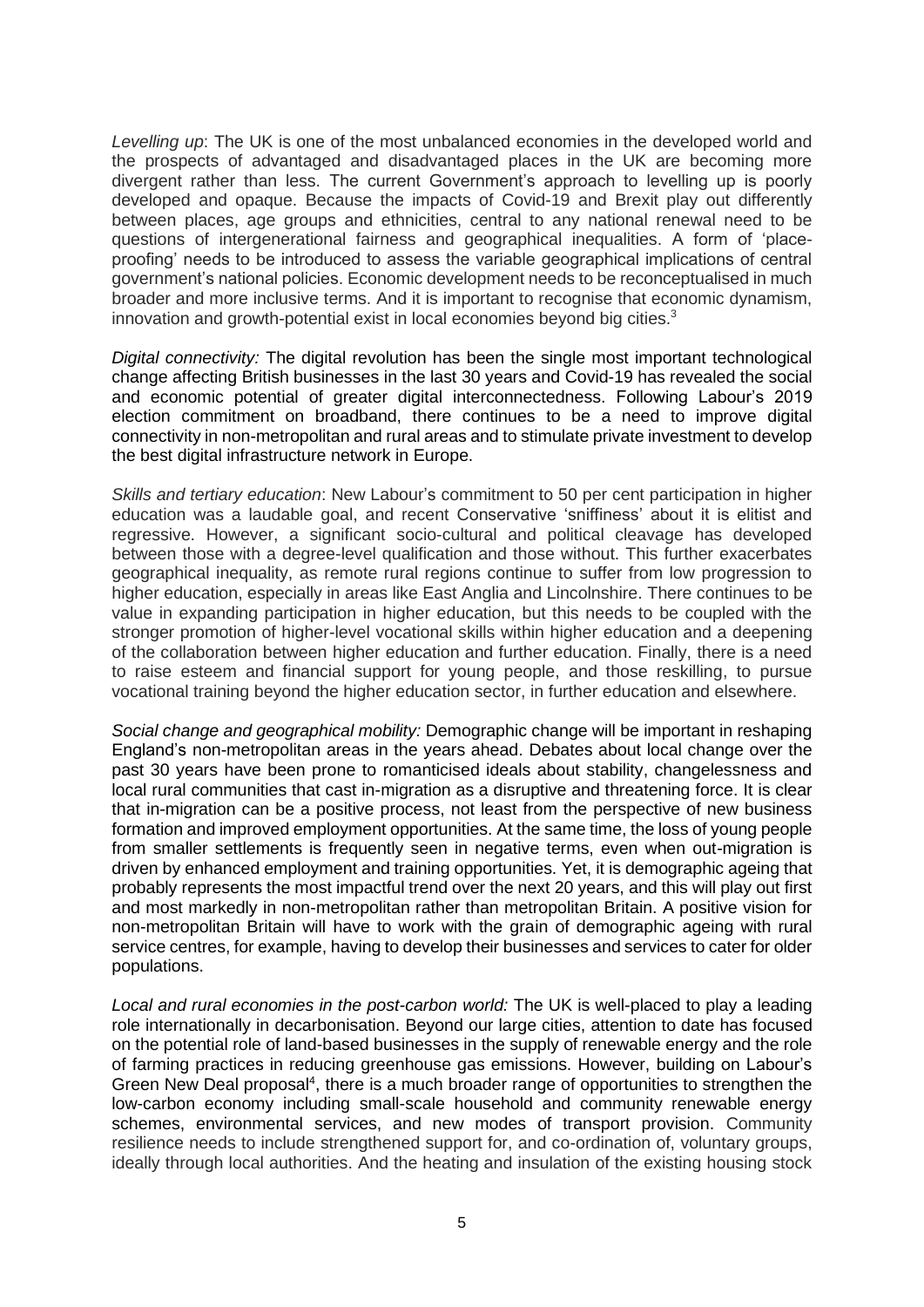*Levelling up*: The UK is one of the most unbalanced economies in the developed world and the prospects of advantaged and disadvantaged places in the UK are becoming more divergent rather than less. The current Government's approach to levelling up is poorly developed and opaque. Because the impacts of Covid-19 and Brexit play out differently between places, age groups and ethnicities, central to any national renewal need to be questions of intergenerational fairness and geographical inequalities. A form of 'place-proofing' needs to be introduced to assess the variable geographical implications of central government's national policies. Economic development needs to be reconceptualised in much broader and more inclusive terms. And it is important to recognise that economic dynamism, innovation and growth-potential exist in local economies beyond big cities.[3]

*Digital connectivity:* The digital revolution has been the single most important technological change affecting British businesses in the last 30 years and Covid-19 has revealed the social and economic potential of greater digital interconnectedness. Following Labour's 2019 election commitment on broadband, there continues to be a need to improve digital connectivity in non-metropolitan and rural areas and to stimulate private investment to develop the best digital infrastructure network in Europe.

*Skills and tertiary education*: New Labour's commitment to 50 per cent participation in higher education was a laudable goal, and recent Conservative 'sniffiness' about it is elitist and regressive. However, a significant socio-cultural and political cleavage has developed between those with a degree-level qualification and those without. This further exacerbates geographical inequality, as remote rural regions continue to suffer from low progression to higher education, especially in areas like East Anglia and Lincolnshire. There continues to be value in expanding participation in higher education, but this needs to be coupled with the stronger promotion of higher-level vocational skills within higher education and a deepening of the collaboration between higher education and further education. Finally, there is a need to raise esteem and financial support for young people, and those reskilling, to pursue vocational training beyond the higher education sector, in further education and elsewhere.

*Social change and geographical mobility:* Demographic change will be important in reshaping England's non-metropolitan areas in the years ahead. Debates about local change over the past 30 years have been prone to romanticised ideals about stability, changelessness and local rural communities that cast in-migration as a disruptive and threatening force. It is clear that in-migration can be a positive process, not least from the perspective of new business formation and improved employment opportunities. At the same time, the loss of young people from smaller settlements is frequently seen in negative terms, even when out-migration is driven by enhanced employment and training opportunities. Yet, it is demographic ageing that probably represents the most impactful trend over the next 20 years, and this will play out first and most markedly in non-metropolitan rather than metropolitan Britain. A positive vision for non-metropolitan Britain will have to work with the grain of demographic ageing with rural service centres, for example, having to develop their businesses and services to cater for older populations.

*Local and rural economies in the post-carbon world:* The UK is well-placed to play a leading role internationally in decarbonisation. Beyond our large cities, attention to date has focused on the potential role of land-based businesses in the supply of renewable energy and the role of farming practices in reducing greenhouse gas emissions. However, building on Labour's Green New Deal proposal[4], there is a much broader range of opportunities to strengthen the low-carbon economy including small-scale household and community renewable energy schemes, environmental services, and new modes of transport provision. Community resilience needs to include strengthened support for, and co-ordination of, voluntary groups, ideally through local authorities. And the heating and insulation of the existing housing stock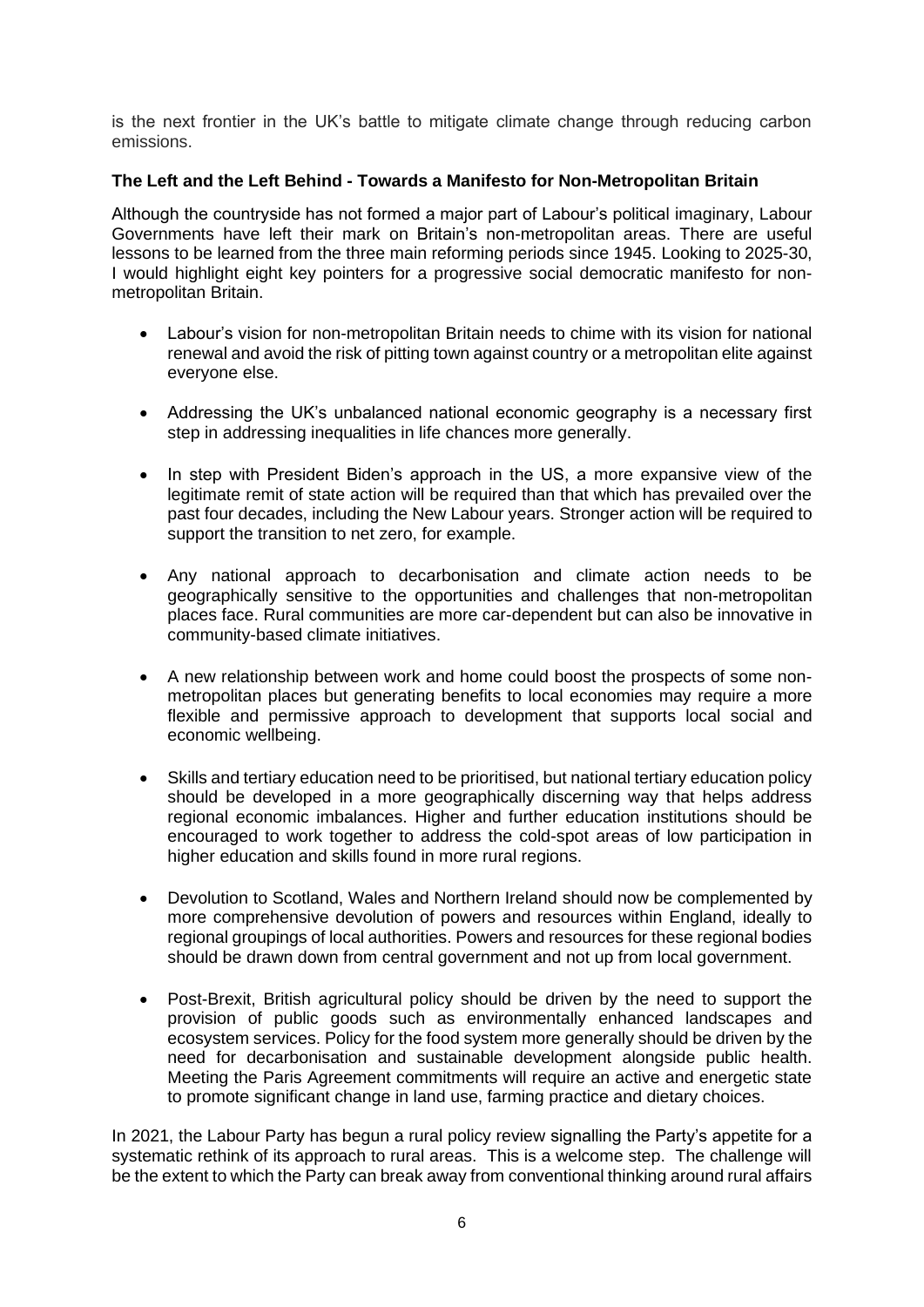is the next frontier in the UK's battle to mitigate climate change through reducing carbon emissions.

**The Left and the Left Behind - Towards a Manifesto for Non-Metropolitan Britain**

Although the countryside has not formed a major part of Labour's political imaginary, Labour Governments have left their mark on Britain's non-metropolitan areas. There are useful lessons to be learned from the three main reforming periods since 1945. Looking to 2025-30, I would highlight eight key pointers for a progressive social democratic manifesto for non-metropolitan Britain.

- Labour's vision for non-metropolitan Britain needs to chime with its vision for national renewal and avoid the risk of pitting town against country or a metropolitan elite against everyone else.

- Addressing the UK's unbalanced national economic geography is a necessary first step in addressing inequalities in life chances more generally.

- In step with President Biden's approach in the US, a more expansive view of the legitimate remit of state action will be required than that which has prevailed over the past four decades, including the New Labour years. Stronger action will be required to support the transition to net zero, for example.

- Any national approach to decarbonisation and climate action needs to be geographically sensitive to the opportunities and challenges that non-metropolitan places face. Rural communities are more car-dependent but can also be innovative in community-based climate initiatives.

- A new relationship between work and home could boost the prospects of some non-metropolitan places but generating benefits to local economies may require a more flexible and permissive approach to development that supports local social and economic wellbeing.

- Skills and tertiary education need to be prioritised, but national tertiary education policy should be developed in a more geographically discerning way that helps address regional economic imbalances. Higher and further education institutions should be encouraged to work together to address the cold-spot areas of low participation in higher education and skills found in more rural regions.

- Devolution to Scotland, Wales and Northern Ireland should now be complemented by more comprehensive devolution of powers and resources within England, ideally to regional groupings of local authorities. Powers and resources for these regional bodies should be drawn down from central government and not up from local government.

- Post-Brexit, British agricultural policy should be driven by the need to support the provision of public goods such as environmentally enhanced landscapes and ecosystem services. Policy for the food system more generally should be driven by the need for decarbonisation and sustainable development alongside public health. Meeting the Paris Agreement commitments will require an active and energetic state to promote significant change in land use, farming practice and dietary choices.

In 2021, the Labour Party has begun a rural policy review signalling the Party's appetite for a systematic rethink of its approach to rural areas. This is a welcome step. The challenge will be the extent to which the Party can break away from conventional thinking around rural affairs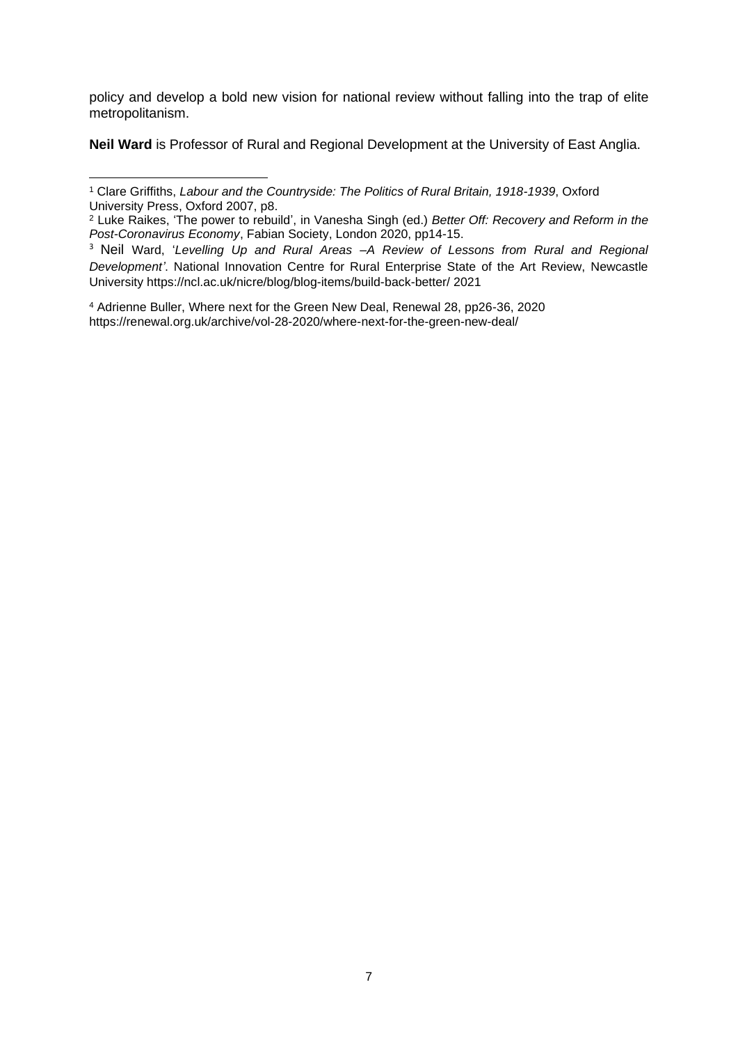policy and develop a bold new vision for national review without falling into the trap of elite metropolitanism.

**Neil Ward** is Professor of Rural and Regional Development at the University of East Anglia.

---

[1] Clare Griffiths, *Labour and the Countryside: The Politics of Rural Britain, 1918-1939*, Oxford University Press, Oxford 2007, p8.

[2] Luke Raikes, 'The power to rebuild', in Vanesha Singh (ed.) *Better Off: Recovery and Reform in the Post-Coronavirus Economy*, Fabian Society, London 2020, pp14-15.

[3] Neil Ward, '*Levelling Up and Rural Areas –A Review of Lessons from Rural and Regional Development'*. National Innovation Centre for Rural Enterprise State of the Art Review, Newcastle University https://ncl.ac.uk/nicre/blog/blog-items/build-back-better/ 2021

[4] Adrienne Buller, Where next for the Green New Deal, Renewal 28, pp26-36, 2020 https://renewal.org.uk/archive/vol-28-2020/where-next-for-the-green-new-deal/